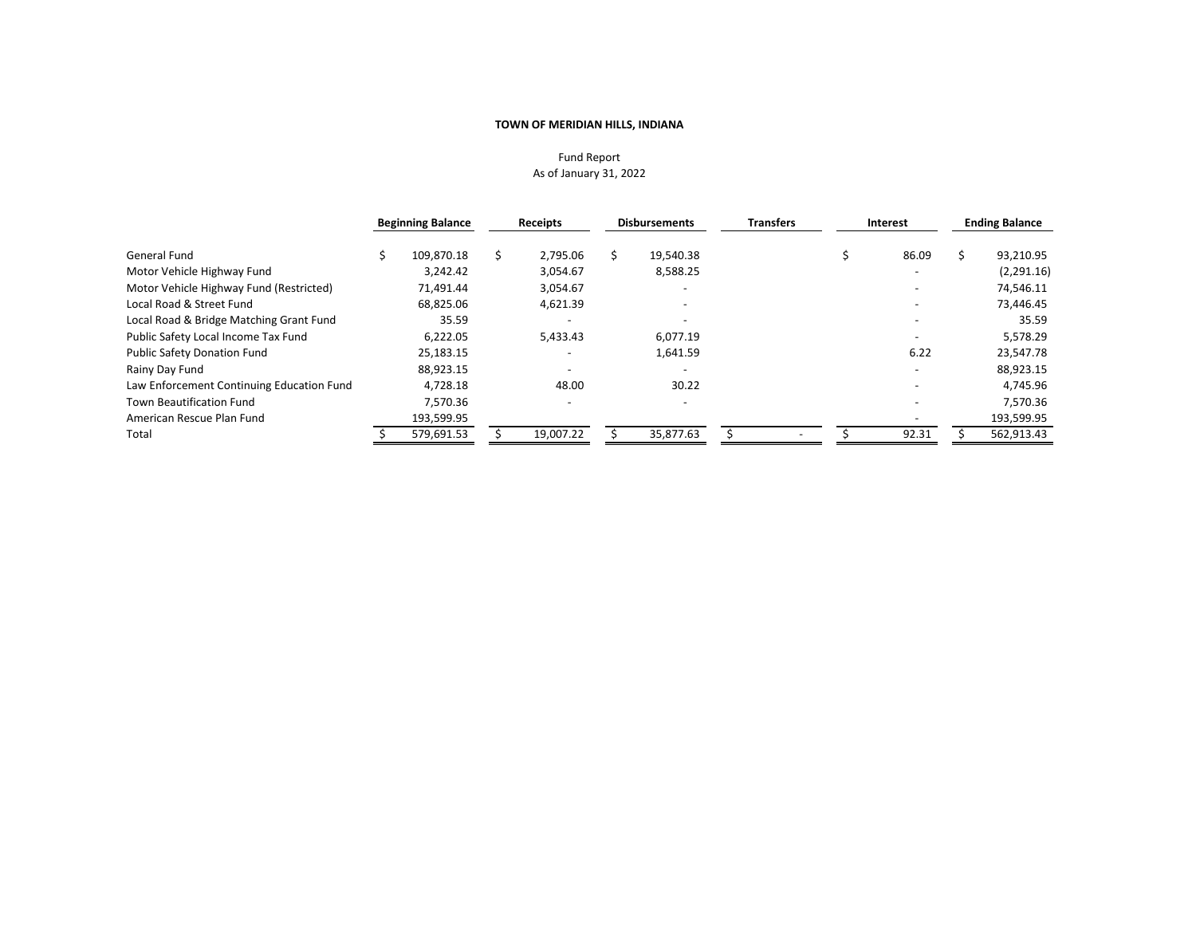**TOWN OF MERIDIAN HILLS, INDIANA**

Fund Report
As of January 31, 2022

| | Beginning Balance | Receipts | Disbursements | Transfers | Interest | Ending Balance |
|---|---|---|---|---|---|---|
| General Fund | $ 109,870.18 | $ 2,795.06 | $ 19,540.38 | | $ 86.09 | $ 93,210.95 |
| Motor Vehicle Highway Fund | 3,242.42 | 3,054.67 | 8,588.25 | | - | (2,291.16) |
| Motor Vehicle Highway Fund (Restricted) | 71,491.44 | 3,054.67 | - | | - | 74,546.11 |
| Local Road & Street Fund | 68,825.06 | 4,621.39 | - | | - | 73,446.45 |
| Local Road & Bridge Matching Grant Fund | 35.59 | - | - | | - | 35.59 |
| Public Safety Local Income Tax Fund | 6,222.05 | 5,433.43 | 6,077.19 | | - | 5,578.29 |
| Public Safety Donation Fund | 25,183.15 | - | 1,641.59 | | 6.22 | 23,547.78 |
| Rainy Day Fund | 88,923.15 | - | - | | - | 88,923.15 |
| Law Enforcement Continuing Education Fund | 4,728.18 | 48.00 | 30.22 | | - | 4,745.96 |
| Town Beautification Fund | 7,570.36 | - | - | | - | 7,570.36 |
| American Rescue Plan Fund | 193,599.95 | | | | - | 193,599.95 |
| Total | $ 579,691.53 | $ 19,007.22 | $ 35,877.63 | $ - | $ 92.31 | $ 562,913.43 |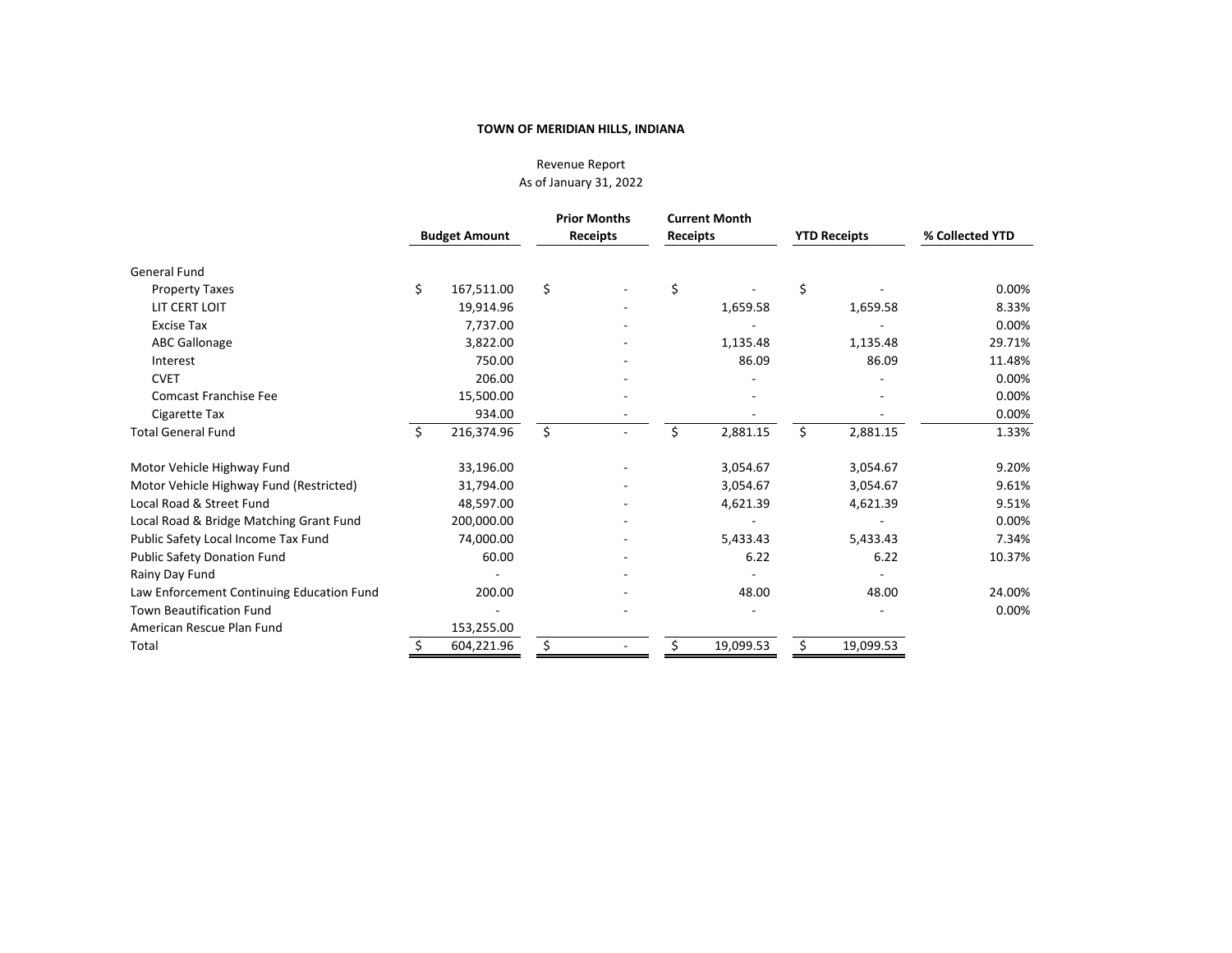**TOWN OF MERIDIAN HILLS, INDIANA**

Revenue Report
As of January 31, 2022

| | Budget Amount | Prior Months Receipts | Current Month Receipts | YTD Receipts | % Collected YTD |
|---|---|---|---|---|---|
| General Fund | | | | | |
| Property Taxes | $ 167,511.00 | $ - | $ - | $ - | 0.00% |
| LIT CERT LOIT | 19,914.96 | - | 1,659.58 | 1,659.58 | 8.33% |
| Excise Tax | 7,737.00 | - | - | - | 0.00% |
| ABC Gallonage | 3,822.00 | - | 1,135.48 | 1,135.48 | 29.71% |
| Interest | 750.00 | - | 86.09 | 86.09 | 11.48% |
| CVET | 206.00 | - | - | - | 0.00% |
| Comcast Franchise Fee | 15,500.00 | - | - | - | 0.00% |
| Cigarette Tax | 934.00 | - | - | - | 0.00% |
| Total General Fund | $ 216,374.96 | $ - | $ 2,881.15 | $ 2,881.15 | 1.33% |
| | | | | | |
| Motor Vehicle Highway Fund | 33,196.00 | - | 3,054.67 | 3,054.67 | 9.20% |
| Motor Vehicle Highway Fund (Restricted) | 31,794.00 | - | 3,054.67 | 3,054.67 | 9.61% |
| Local Road & Street Fund | 48,597.00 | - | 4,621.39 | 4,621.39 | 9.51% |
| Local Road & Bridge Matching Grant Fund | 200,000.00 | - | - | - | 0.00% |
| Public Safety Local Income Tax Fund | 74,000.00 | - | 5,433.43 | 5,433.43 | 7.34% |
| Public Safety Donation Fund | 60.00 | - | 6.22 | 6.22 | 10.37% |
| Rainy Day Fund | - | - | - | - | |
| Law Enforcement Continuing Education Fund | 200.00 | - | 48.00 | 48.00 | 24.00% |
| Town Beautification Fund | - | - | - | - | 0.00% |
| American Rescue Plan Fund | 153,255.00 | | | | |
| Total | $ 604,221.96 | $ - | $ 19,099.53 | $ 19,099.53 | |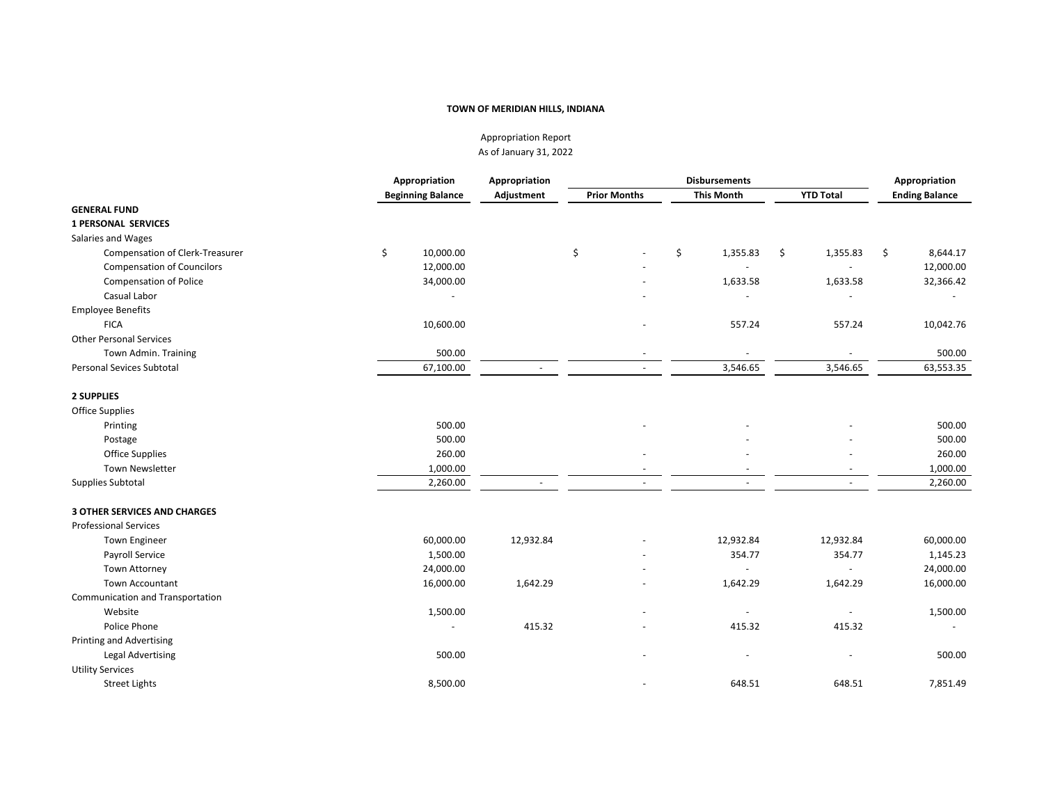**TOWN OF MERIDIAN HILLS, INDIANA**

Appropriation Report
As of January 31, 2022

| | Appropriation Beginning Balance | Appropriation Adjustment | Disbursements Prior Months | Disbursements This Month | Disbursements YTD Total | Appropriation Ending Balance |
|---|---|---|---|---|---|---|
| **GENERAL FUND** | | | | | | |
| **1 PERSONAL SERVICES** | | | | | | |
| Salaries and Wages | | | | | | |
| Compensation of Clerk-Treasurer | $ 10,000.00 | | $ - | $ 1,355.83 | $ 1,355.83 | $ 8,644.17 |
| Compensation of Councilors | 12,000.00 | | - | - | - | 12,000.00 |
| Compensation of Police | 34,000.00 | | - | 1,633.58 | 1,633.58 | 32,366.42 |
| Casual Labor | - | | - | - | - | - |
| Employee Benefits | | | | | | |
| FICA | 10,600.00 | | - | 557.24 | 557.24 | 10,042.76 |
| Other Personal Services | | | | | | |
| Town Admin. Training | 500.00 | | - | - | - | 500.00 |
| Personal Sevices Subtotal | 67,100.00 | - | - | 3,546.65 | 3,546.65 | 63,553.35 |
| **2 SUPPLIES** | | | | | | |
| Office Supplies | | | | | | |
| Printing | 500.00 | | - | - | - | 500.00 |
| Postage | 500.00 | | | - | - | 500.00 |
| Office Supplies | 260.00 | | - | - | - | 260.00 |
| Town Newsletter | 1,000.00 | | - | - | - | 1,000.00 |
| Supplies Subtotal | 2,260.00 | - | - | - | - | 2,260.00 |
| **3 OTHER SERVICES AND CHARGES** | | | | | | |
| Professional Services | | | | | | |
| Town Engineer | 60,000.00 | 12,932.84 | - | 12,932.84 | 12,932.84 | 60,000.00 |
| Payroll Service | 1,500.00 | | - | 354.77 | 354.77 | 1,145.23 |
| Town Attorney | 24,000.00 | | - | - | - | 24,000.00 |
| Town Accountant | 16,000.00 | 1,642.29 | - | 1,642.29 | 1,642.29 | 16,000.00 |
| Communication and Transportation | | | | | | |
| Website | 1,500.00 | | - | - | - | 1,500.00 |
| Police Phone | - | 415.32 | - | 415.32 | 415.32 | - |
| Printing and Advertising | | | | | | |
| Legal Advertising | 500.00 | | - | - | - | 500.00 |
| Utility Services | | | | | | |
| Street Lights | 8,500.00 | | - | 648.51 | 648.51 | 7,851.49 |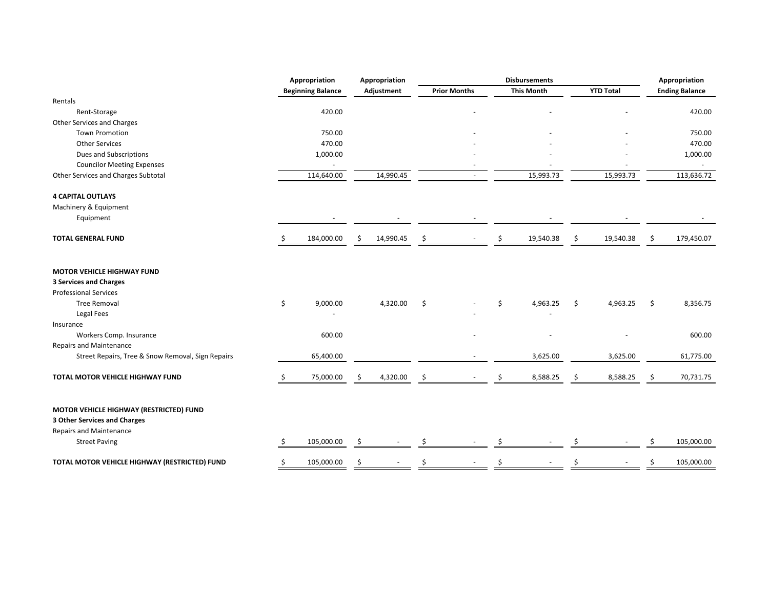| | Appropriation Beginning Balance | Appropriation Adjustment | Disbursements Prior Months | Disbursements This Month | Disbursements YTD Total | Appropriation Ending Balance |
|---|---|---|---|---|---|---|
| Rentals | | | | | | |
| Rent-Storage | 420.00 | | - | - | - | 420.00 |
| Other Services and Charges | | | | | | |
| Town Promotion | 750.00 | | - | - | - | 750.00 |
| Other Services | 470.00 | | - | - | - | 470.00 |
| Dues and Subscriptions | 1,000.00 | | - | - | - | 1,000.00 |
| Councilor Meeting Expenses | - | | - | - | - | - |
| Other Services and Charges Subtotal | 114,640.00 | 14,990.45 | - | 15,993.73 | 15,993.73 | 113,636.72 |
| **4 CAPITAL OUTLAYS** | | | | | | |
| Machinery & Equipment | | | | | | |
| Equipment | - | - | - | - | - | - |
| **TOTAL GENERAL FUND** | $ 184,000.00 | $ 14,990.45 | $ - | $ 19,540.38 | $ 19,540.38 | $ 179,450.07 |
| **MOTOR VEHICLE HIGHWAY FUND** | | | | | | |
| **3 Services and Charges** | | | | | | |
| Professional Services | | | | | | |
| Tree Removal | $ 9,000.00 | 4,320.00 | $ - | $ 4,963.25 | $ 4,963.25 | $ 8,356.75 |
| Legal Fees | - | | - | - | | |
| Insurance | | | | | | |
| Workers Comp. Insurance | 600.00 | | - | - | - | 600.00 |
| Repairs and Maintenance | | | | | | |
| Street Repairs, Tree & Snow Removal, Sign Repairs | 65,400.00 | | - | 3,625.00 | 3,625.00 | 61,775.00 |
| **TOTAL MOTOR VEHICLE HIGHWAY FUND** | $ 75,000.00 | $ 4,320.00 | $ - | $ 8,588.25 | $ 8,588.25 | $ 70,731.75 |
| **MOTOR VEHICLE HIGHWAY (RESTRICTED) FUND** | | | | | | |
| **3 Other Services and Charges** | | | | | | |
| Repairs and Maintenance | | | | | | |
| Street Paving | $ 105,000.00 | $ - | $ - | $ - | $ - | $ 105,000.00 |
| **TOTAL MOTOR VEHICLE HIGHWAY (RESTRICTED) FUND** | $ 105,000.00 | $ - | $ - | $ - | $ - | $ 105,000.00 |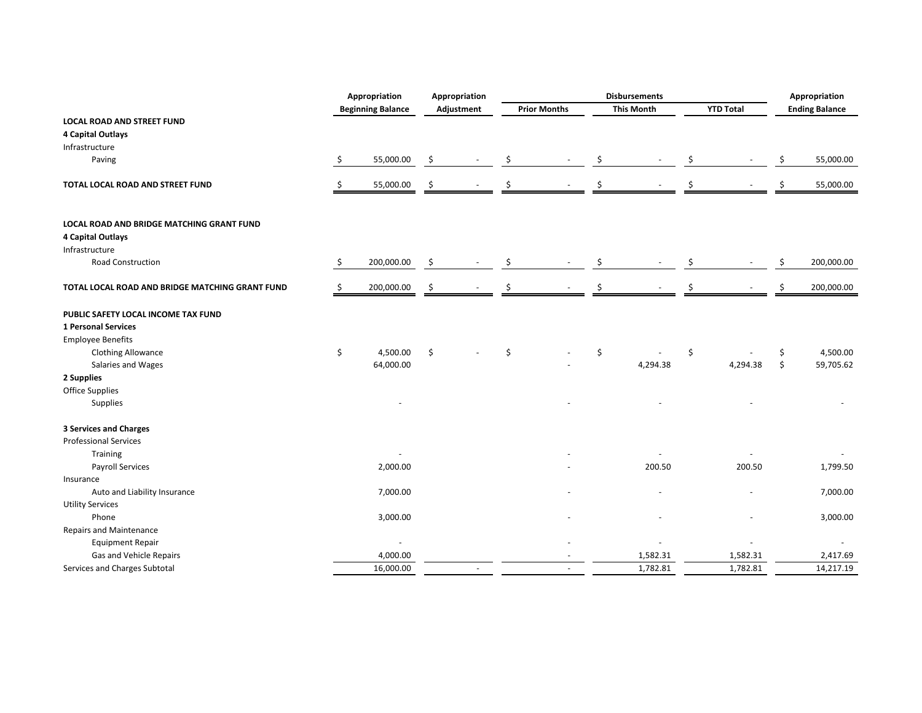| | Appropriation Beginning Balance | Appropriation Adjustment | Disbursements Prior Months | Disbursements This Month | Disbursements YTD Total | Appropriation Ending Balance |
|---|---|---|---|---|---|---|
| **LOCAL ROAD AND STREET FUND** | | | | | | |
| **4 Capital Outlays** | | | | | | |
| Infrastructure | | | | | | |
| Paving | $ 55,000.00 | $ - | $ - | $ - | $ - | $ 55,000.00 |
| **TOTAL LOCAL ROAD AND STREET FUND** | $ 55,000.00 | $ - | $ - | $ - | $ - | $ 55,000.00 |
| | | | | | | |
| **LOCAL ROAD AND BRIDGE MATCHING GRANT FUND** | | | | | | |
| **4 Capital Outlays** | | | | | | |
| Infrastructure | | | | | | |
| Road Construction | $ 200,000.00 | $ - | $ - | $ - | $ - | $ 200,000.00 |
| **TOTAL LOCAL ROAD AND BRIDGE MATCHING GRANT FUND** | $ 200,000.00 | $ - | $ - | $ - | $ - | $ 200,000.00 |
| | | | | | | |
| **PUBLIC SAFETY LOCAL INCOME TAX FUND** | | | | | | |
| **1 Personal Services** | | | | | | |
| Employee Benefits | | | | | | |
| Clothing Allowance | $ 4,500.00 | $ - | $ - | $ - | $ - | $ 4,500.00 |
| Salaries and Wages | 64,000.00 | | - | 4,294.38 | 4,294.38 | $ 59,705.62 |
| **2 Supplies** | | | | | | |
| Office Supplies | | | | | | |
| Supplies | - | | - | - | - | - |
| **3 Services and Charges** | | | | | | |
| Professional Services | | | | | | |
| Training | - | | - | - | - | - |
| Payroll Services | 2,000.00 | | - | 200.50 | 200.50 | 1,799.50 |
| Insurance | | | | | | |
| Auto and Liability Insurance | 7,000.00 | | - | - | - | 7,000.00 |
| Utility Services | | | | | | |
| Phone | 3,000.00 | | - | - | - | 3,000.00 |
| Repairs and Maintenance | | | | | | |
| Equipment Repair | - | | - | - | - | - |
| Gas and Vehicle Repairs | 4,000.00 | | - | 1,582.31 | 1,582.31 | 2,417.69 |
| Services and Charges Subtotal | 16,000.00 | - | - | 1,782.81 | 1,782.81 | 14,217.19 |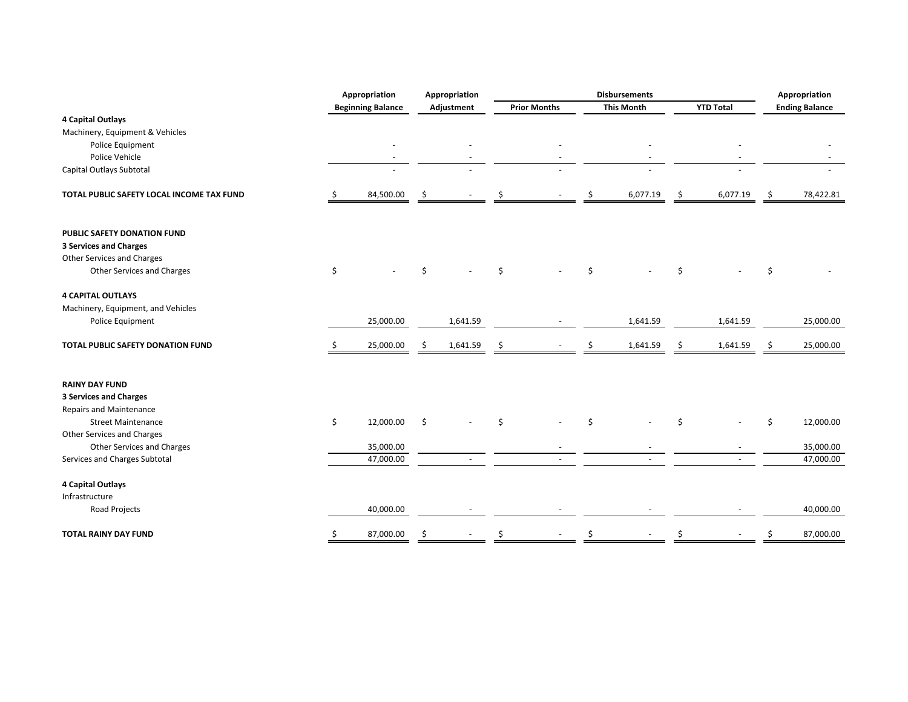| | Appropriation Beginning Balance | Appropriation Adjustment | Disbursements Prior Months | Disbursements This Month | Disbursements YTD Total | Appropriation Ending Balance |
|---|---|---|---|---|---|---|
| **4 Capital Outlays** | | | | | | |
| Machinery, Equipment & Vehicles | | | | | | |
| Police Equipment | - | - | - | - | - | - |
| Police Vehicle | - | - | - | - | - | - |
| Capital Outlays Subtotal | - | - | - | - | - | - |
| **TOTAL PUBLIC SAFETY LOCAL INCOME TAX FUND** | $ 84,500.00 | $ - | $ - | $ 6,077.19 | $ 6,077.19 | $ 78,422.81 |
| | | | | | | |
| **PUBLIC SAFETY DONATION FUND** | | | | | | |
| **3 Services and Charges** | | | | | | |
| Other Services and Charges | | | | | | |
| Other Services and Charges | $ - | $ - | $ - | $ - | $ - | $ - |
| **4 CAPITAL OUTLAYS** | | | | | | |
| Machinery, Equipment, and Vehicles | | | | | | |
| Police Equipment | 25,000.00 | 1,641.59 | - | 1,641.59 | 1,641.59 | 25,000.00 |
| **TOTAL PUBLIC SAFETY DONATION FUND** | $ 25,000.00 | $ 1,641.59 | $ - | $ 1,641.59 | $ 1,641.59 | $ 25,000.00 |
| | | | | | | |
| **RAINY DAY FUND** | | | | | | |
| **3 Services and Charges** | | | | | | |
| Repairs and Maintenance | | | | | | |
| Street Maintenance | $ 12,000.00 | $ - | $ - | $ - | $ - | $ 12,000.00 |
| Other Services and Charges | | | | | | |
| Other Services and Charges | 35,000.00 | | - | - | - | 35,000.00 |
| Services and Charges Subtotal | 47,000.00 | - | - | - | - | 47,000.00 |
| **4 Capital Outlays** | | | | | | |
| Infrastructure | | | | | | |
| Road Projects | 40,000.00 | - | - | - | - | 40,000.00 |
| **TOTAL RAINY DAY FUND** | $ 87,000.00 | $ - | $ - | $ - | $ - | $ 87,000.00 |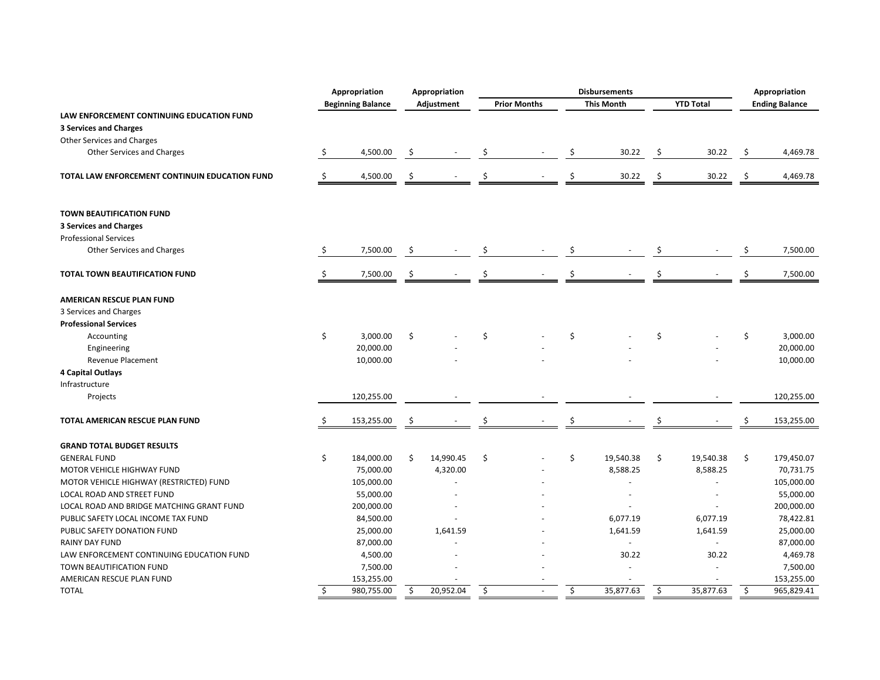| | Appropriation Beginning Balance | Appropriation Adjustment | Disbursements Prior Months | Disbursements This Month | Disbursements YTD Total | Appropriation Ending Balance |
|---|---|---|---|---|---|---|
| **LAW ENFORCEMENT CONTINUING EDUCATION FUND** | | | | | | |
| **3 Services and Charges** | | | | | | |
| Other Services and Charges | | | | | | |
| Other Services and Charges | $ 4,500.00 | $ - | $ - | $ 30.22 | $ 30.22 | $ 4,469.78 |
| **TOTAL LAW ENFORCEMENT CONTINUIN EDUCATION FUND** | $ 4,500.00 | $ - | $ - | $ 30.22 | $ 30.22 | $ 4,469.78 |
| | | | | | | |
| **TOWN BEAUTIFICATION FUND** | | | | | | |
| **3 Services and Charges** | | | | | | |
| Professional Services | | | | | | |
| Other Services and Charges | $ 7,500.00 | $ - | $ - | $ - | $ - | $ 7,500.00 |
| **TOTAL TOWN BEAUTIFICATION FUND** | $ 7,500.00 | $ - | $ - | $ - | $ - | $ 7,500.00 |
| | | | | | | |
| **AMERICAN RESCUE PLAN FUND** | | | | | | |
| 3 Services and Charges | | | | | | |
| **Professional Services** | | | | | | |
| Accounting | $ 3,000.00 | $ - | $ - | $ - | $ - | $ 3,000.00 |
| Engineering | 20,000.00 | - | - | - | - | 20,000.00 |
| Revenue Placement | 10,000.00 | - | - | - | - | 10,000.00 |
| **4 Capital Outlays** | | | | | | |
| Infrastructure | | | | | | |
| Projects | 120,255.00 | - | - | - | - | 120,255.00 |
| **TOTAL AMERICAN RESCUE PLAN FUND** | $ 153,255.00 | $ - | $ - | $ - | $ - | $ 153,255.00 |
| | | | | | | |
| **GRAND TOTAL BUDGET RESULTS** | | | | | | |
| GENERAL FUND | $ 184,000.00 | $ 14,990.45 | $ - | $ 19,540.38 | $ 19,540.38 | $ 179,450.07 |
| MOTOR VEHICLE HIGHWAY FUND | 75,000.00 | 4,320.00 | - | 8,588.25 | 8,588.25 | 70,731.75 |
| MOTOR VEHICLE HIGHWAY (RESTRICTED) FUND | 105,000.00 | - | - | - | - | 105,000.00 |
| LOCAL ROAD AND STREET FUND | 55,000.00 | - | - | - | - | 55,000.00 |
| LOCAL ROAD AND BRIDGE MATCHING GRANT FUND | 200,000.00 | - | - | - | - | 200,000.00 |
| PUBLIC SAFETY LOCAL INCOME TAX FUND | 84,500.00 | - | - | 6,077.19 | 6,077.19 | 78,422.81 |
| PUBLIC SAFETY DONATION FUND | 25,000.00 | 1,641.59 | - | 1,641.59 | 1,641.59 | 25,000.00 |
| RAINY DAY FUND | 87,000.00 | - | - | - | - | 87,000.00 |
| LAW ENFORCEMENT CONTINUING EDUCATION FUND | 4,500.00 | - | - | 30.22 | 30.22 | 4,469.78 |
| TOWN BEAUTIFICATION FUND | 7,500.00 | - | - | - | - | 7,500.00 |
| AMERICAN RESCUE PLAN FUND | 153,255.00 | - | - | - | - | 153,255.00 |
| TOTAL | $ 980,755.00 | $ 20,952.04 | $ - | $ 35,877.63 | $ 35,877.63 | $ 965,829.41 |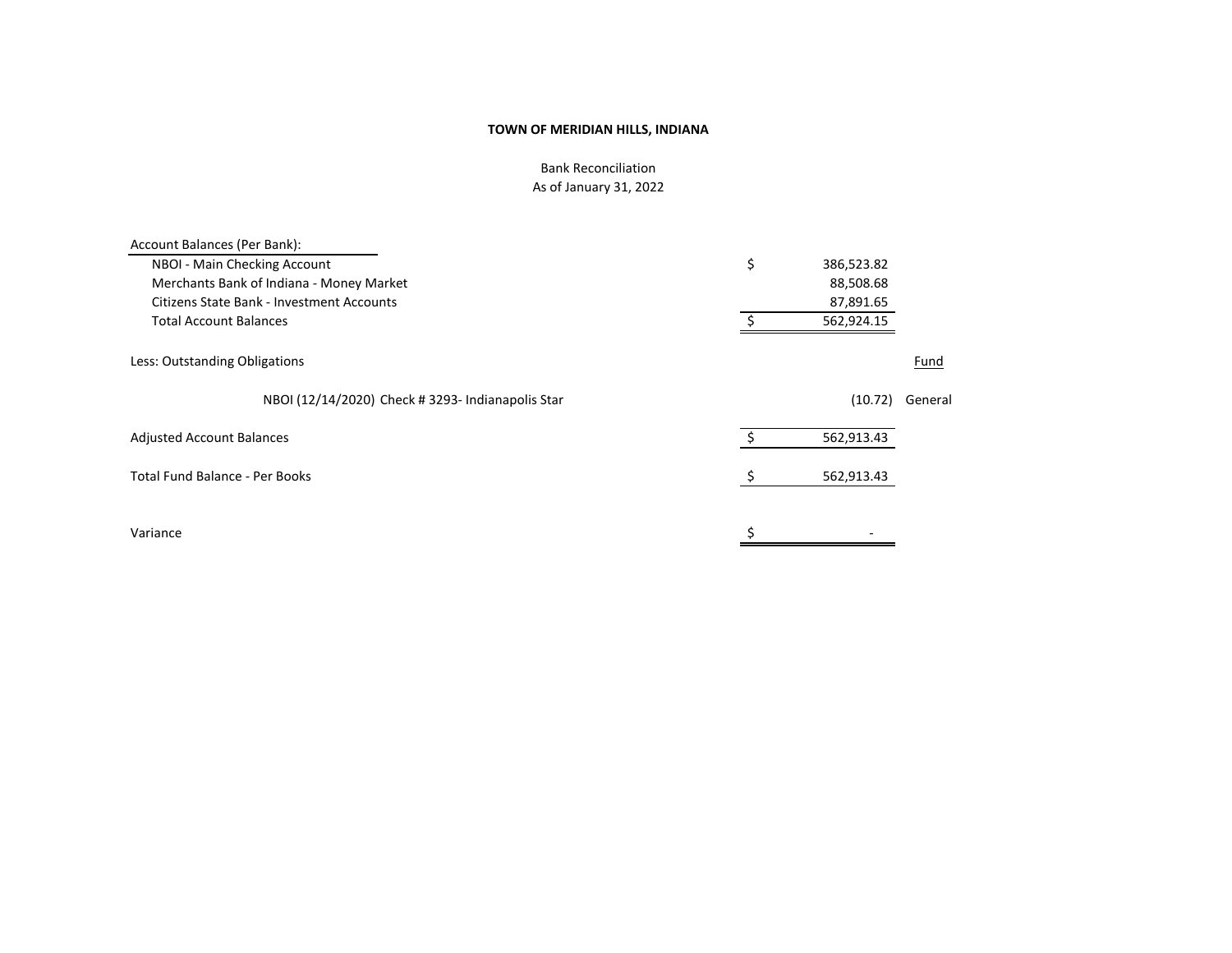**TOWN OF MERIDIAN HILLS, INDIANA**

Bank Reconciliation
As of January 31, 2022

| Account Balances (Per Bank): | | | |
|---|---|---|---|
| NBOI - Main Checking Account | $ | 386,523.82 | |
| Merchants Bank of Indiana - Money Market | | 88,508.68 | |
| Citizens State Bank - Investment Accounts | | 87,891.65 | |
| Total Account Balances | $ | 562,924.15 | |
| | | | |
| Less: Outstanding Obligations | | | Fund |
| | | | |
| NBOI (12/14/2020) Check # 3293- Indianapolis Star | | (10.72) | General |
| | | | |
| Adjusted Account Balances | $ | 562,913.43 | |
| | | | |
| Total Fund Balance - Per Books | $ | 562,913.43 | |
| | | | |
| Variance | $ | - | |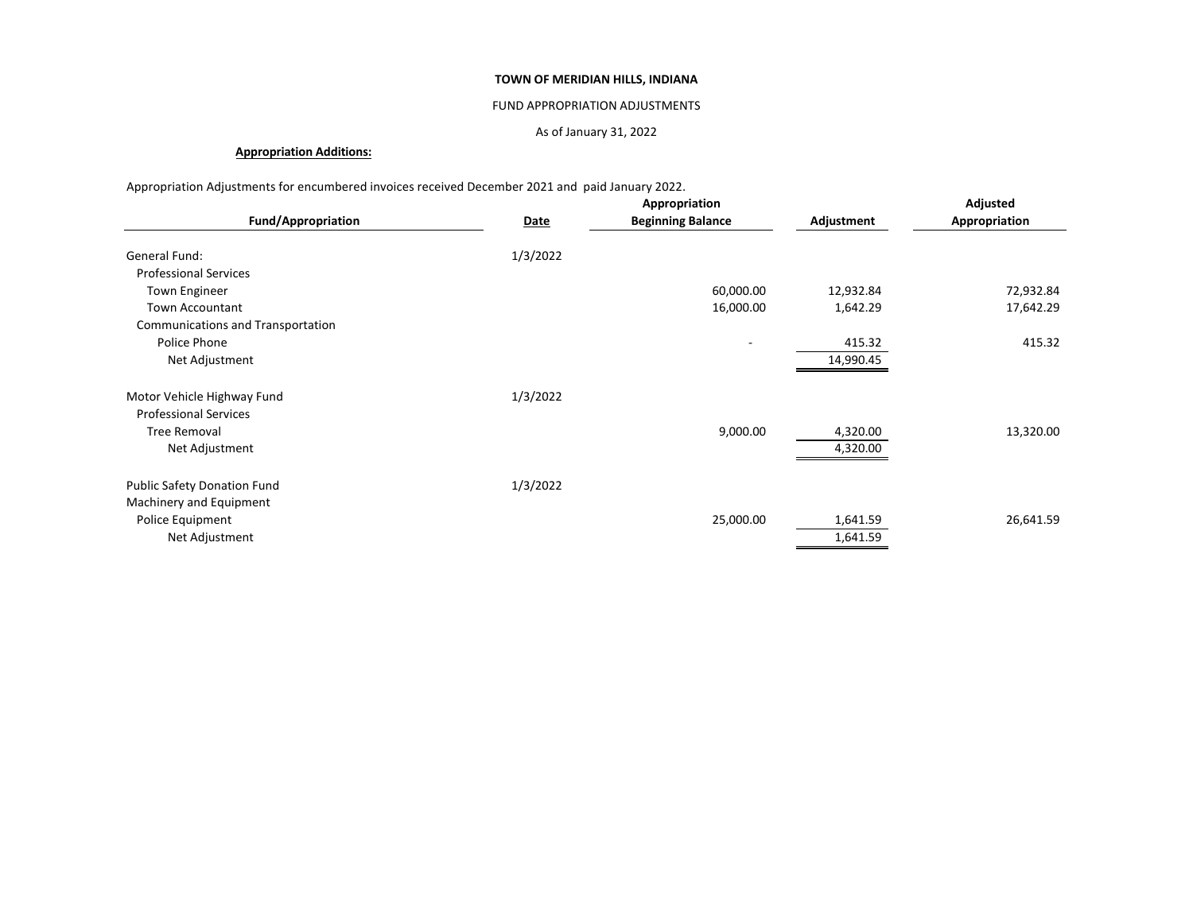**TOWN OF MERIDIAN HILLS, INDIANA**

FUND APPROPRIATION ADJUSTMENTS

As of January 31, 2022

**Appropriation Additions:**

Appropriation Adjustments for encumbered invoices received December 2021 and paid January 2022.

| Fund/Appropriation | Date | Appropriation Beginning Balance | Adjustment | Adjusted Appropriation |
|---|---|---|---|---|
| General Fund: | 1/3/2022 | | | |
| Professional Services | | | | |
| Town Engineer | | 60,000.00 | 12,932.84 | 72,932.84 |
| Town Accountant | | 16,000.00 | 1,642.29 | 17,642.29 |
| Communications and Transportation | | | | |
| Police Phone | | - | 415.32 | 415.32 |
| Net Adjustment | | | 14,990.45 | |
| | | | | |
| Motor Vehicle Highway Fund | 1/3/2022 | | | |
| Professional Services | | | | |
| Tree Removal | | 9,000.00 | 4,320.00 | 13,320.00 |
| Net Adjustment | | | 4,320.00 | |
| | | | | |
| Public Safety Donation Fund | 1/3/2022 | | | |
| Machinery and Equipment | | | | |
| Police Equipment | | 25,000.00 | 1,641.59 | 26,641.59 |
| Net Adjustment | | | 1,641.59 | |